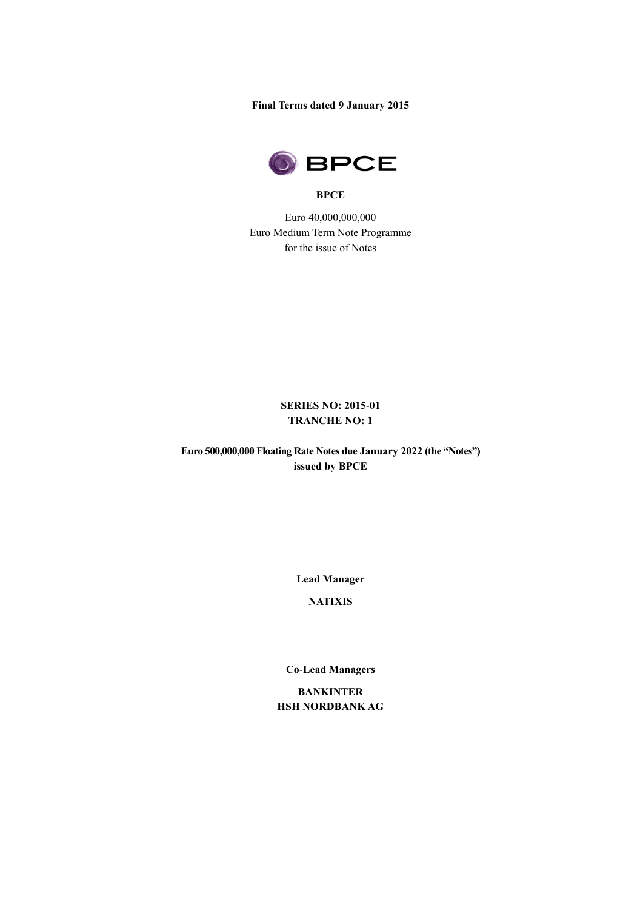**Final Terms dated 9 January 2015**

**BPCE**

Euro 40,000,000,000
Euro Medium Term Note Programme
for the issue of Notes

**SERIES NO: 2015-01**
**TRANCHE NO: 1**

**Euro 500,000,000 Floating Rate Notes due January 2022 (the "Notes")**
**issued by BPCE**

**Lead Manager**

**NATIXIS**

**Co-Lead Managers**

**BANKINTER**
**HSH NORDBANK AG**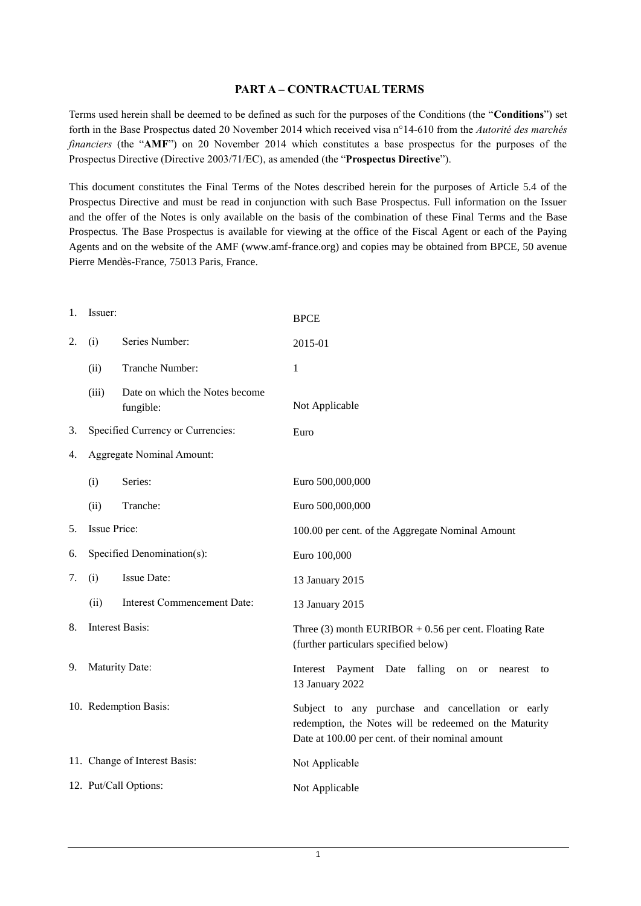## PART A – CONTRACTUAL TERMS

Terms used herein shall be deemed to be defined as such for the purposes of the Conditions (the "**Conditions**") set forth in the Base Prospectus dated 20 November 2014 which received visa n°14-610 from the *Autorité des marchés financiers* (the "**AMF**") on 20 November 2014 which constitutes a base prospectus for the purposes of the Prospectus Directive (Directive 2003/71/EC), as amended (the "**Prospectus Directive**").

This document constitutes the Final Terms of the Notes described herein for the purposes of Article 5.4 of the Prospectus Directive and must be read in conjunction with such Base Prospectus. Full information on the Issuer and the offer of the Notes is only available on the basis of the combination of these Final Terms and the Base Prospectus. The Base Prospectus is available for viewing at the office of the Fiscal Agent or each of the Paying Agents and on the website of the AMF (www.amf-france.org) and copies may be obtained from BPCE, 50 avenue Pierre Mendès-France, 75013 Paris, France.

| | | |
|---|---|---|
| 1. | Issuer: | BPCE |
| 2. | (i) Series Number: | 2015-01 |
| | (ii) Tranche Number: | 1 |
| | (iii) Date on which the Notes become fungible: | Not Applicable |
| 3. | Specified Currency or Currencies: | Euro |
| 4. | Aggregate Nominal Amount: | |
| | (i) Series: | Euro 500,000,000 |
| | (ii) Tranche: | Euro 500,000,000 |
| 5. | Issue Price: | 100.00 per cent. of the Aggregate Nominal Amount |
| 6. | Specified Denomination(s): | Euro 100,000 |
| 7. | (i) Issue Date: | 13 January 2015 |
| | (ii) Interest Commencement Date: | 13 January 2015 |
| 8. | Interest Basis: | Three (3) month EURIBOR + 0.56 per cent. Floating Rate (further particulars specified below) |
| 9. | Maturity Date: | Interest Payment Date falling on or nearest to 13 January 2022 |
| 10. | Redemption Basis: | Subject to any purchase and cancellation or early redemption, the Notes will be redeemed on the Maturity Date at 100.00 per cent. of their nominal amount |
| 11. | Change of Interest Basis: | Not Applicable |
| 12. | Put/Call Options: | Not Applicable |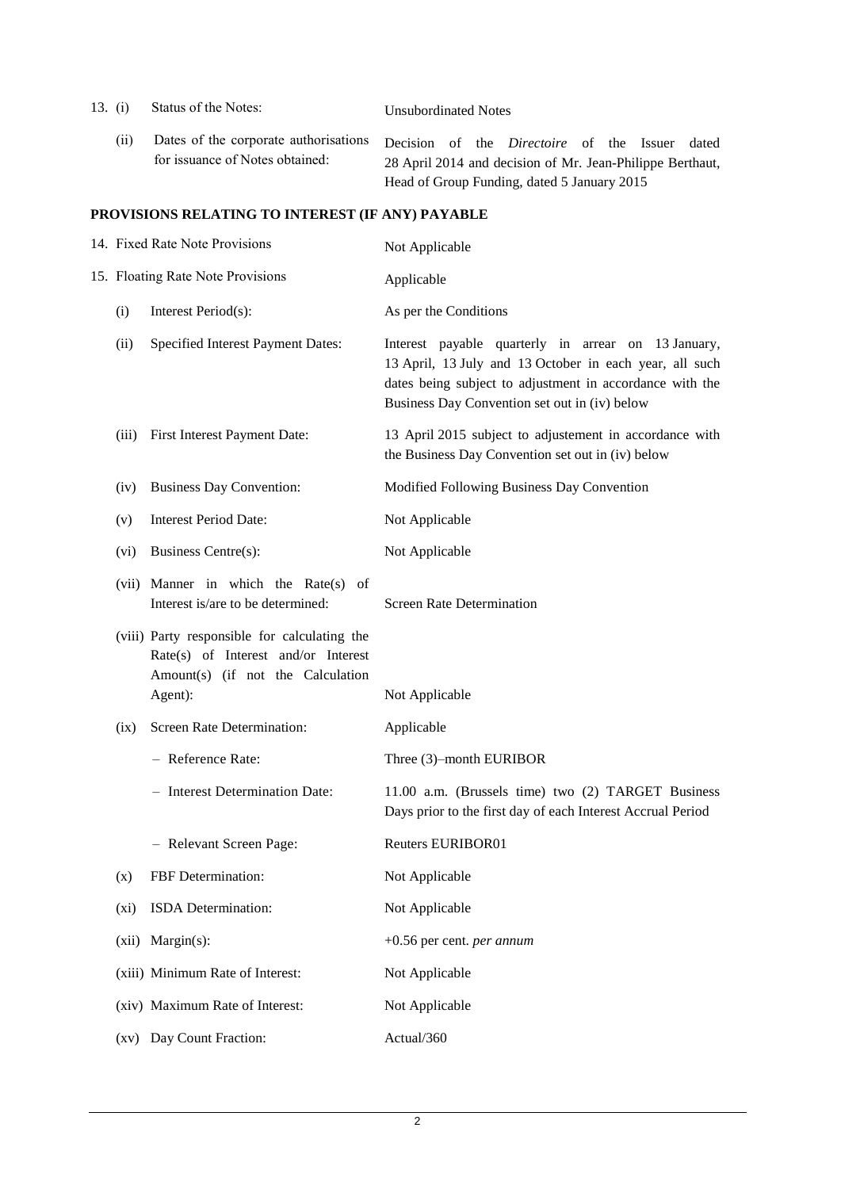| | | |
|---|---|---|
| 13. (i) | Status of the Notes: | Unsubordinated Notes |
| (ii) | Dates of the corporate authorisations for issuance of Notes obtained: | Decision of the *Directoire* of the Issuer dated 28 April 2014 and decision of Mr. Jean-Philippe Berthaut, Head of Group Funding, dated 5 January 2015 |

**PROVISIONS RELATING TO INTEREST (IF ANY) PAYABLE**

| | | |
|---|---|---|
| 14. | Fixed Rate Note Provisions | Not Applicable |
| 15. | Floating Rate Note Provisions | Applicable |
| (i) | Interest Period(s): | As per the Conditions |
| (ii) | Specified Interest Payment Dates: | Interest payable quarterly in arrear on 13 January, 13 April, 13 July and 13 October in each year, all such dates being subject to adjustment in accordance with the Business Day Convention set out in (iv) below |
| (iii) | First Interest Payment Date: | 13 April 2015 subject to adjustement in accordance with the Business Day Convention set out in (iv) below |
| (iv) | Business Day Convention: | Modified Following Business Day Convention |
| (v) | Interest Period Date: | Not Applicable |
| (vi) | Business Centre(s): | Not Applicable |
| (vii) | Manner in which the Rate(s) of Interest is/are to be determined: | Screen Rate Determination |
| (viii) | Party responsible for calculating the Rate(s) of Interest and/or Interest Amount(s) (if not the Calculation Agent): | Not Applicable |
| (ix) | Screen Rate Determination: | Applicable |
| | – Reference Rate: | Three (3)–month EURIBOR |
| | – Interest Determination Date: | 11.00 a.m. (Brussels time) two (2) TARGET Business Days prior to the first day of each Interest Accrual Period |
| | – Relevant Screen Page: | Reuters EURIBOR01 |
| (x) | FBF Determination: | Not Applicable |
| (xi) | ISDA Determination: | Not Applicable |
| (xii) | Margin(s): | +0.56 per cent. *per annum* |
| (xiii) | Minimum Rate of Interest: | Not Applicable |
| (xiv) | Maximum Rate of Interest: | Not Applicable |
| (xv) | Day Count Fraction: | Actual/360 |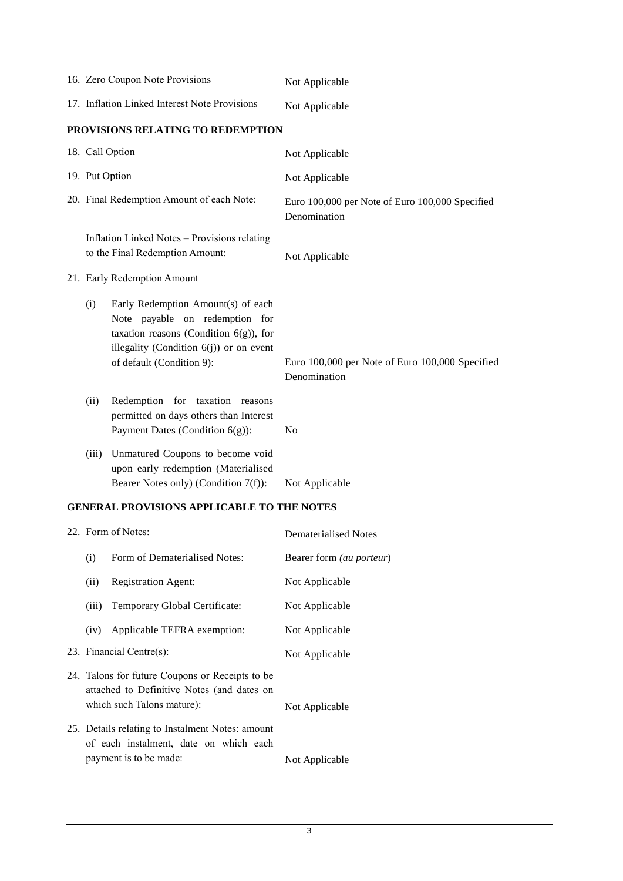| | |
|---|---|
| 16. Zero Coupon Note Provisions | Not Applicable |
| 17. Inflation Linked Interest Note Provisions | Not Applicable |

**PROVISIONS RELATING TO REDEMPTION**

| | |
|---|---|
| 18. Call Option | Not Applicable |
| 19. Put Option | Not Applicable |
| 20. Final Redemption Amount of each Note: | Euro 100,000 per Note of Euro 100,000 Specified Denomination |
| Inflation Linked Notes – Provisions relating to the Final Redemption Amount: | Not Applicable |
| 21. Early Redemption Amount | |
| (i) Early Redemption Amount(s) of each Note payable on redemption for taxation reasons (Condition 6(g)), for illegality (Condition 6(j)) or on event of default (Condition 9): | Euro 100,000 per Note of Euro 100,000 Specified Denomination |
| (ii) Redemption for taxation reasons permitted on days others than Interest Payment Dates (Condition 6(g)): | No |
| (iii) Unmatured Coupons to become void upon early redemption (Materialised Bearer Notes only) (Condition 7(f)): | Not Applicable |

**GENERAL PROVISIONS APPLICABLE TO THE NOTES**

| | |
|---|---|
| 22. Form of Notes: | Dematerialised Notes |
| (i) Form of Dematerialised Notes: | Bearer form *(au porteur)* |
| (ii) Registration Agent: | Not Applicable |
| (iii) Temporary Global Certificate: | Not Applicable |
| (iv) Applicable TEFRA exemption: | Not Applicable |
| 23. Financial Centre(s): | Not Applicable |
| 24. Talons for future Coupons or Receipts to be attached to Definitive Notes (and dates on which such Talons mature): | Not Applicable |
| 25. Details relating to Instalment Notes: amount of each instalment, date on which each payment is to be made: | Not Applicable |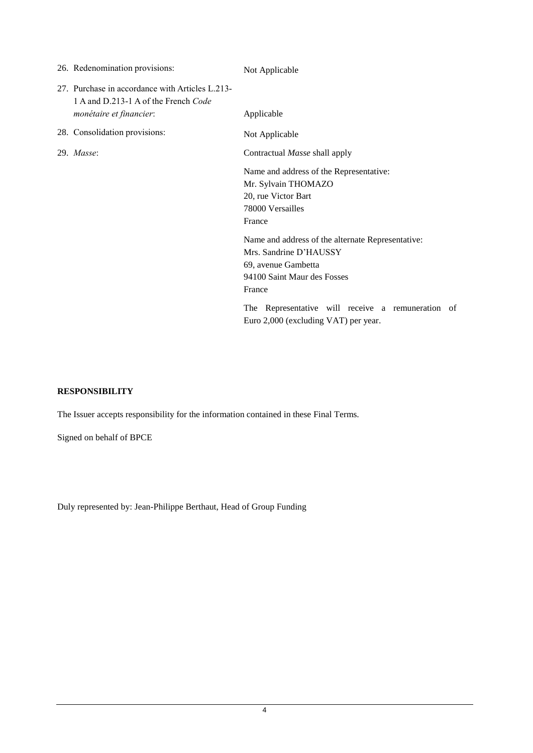26. Redenomination provisions: Not Applicable

27. Purchase in accordance with Articles L.213-1 A and D.213-1 A of the French *Code monétaire et financier*: Applicable

28. Consolidation provisions: Not Applicable

29. *Masse*: Contractual *Masse* shall apply

    Name and address of the Representative:
    Mr. Sylvain THOMAZO
    20, rue Victor Bart
    78000 Versailles
    France

    Name and address of the alternate Representative:
    Mrs. Sandrine D'HAUSSY
    69, avenue Gambetta
    94100 Saint Maur des Fosses
    France

    The Representative will receive a remuneration of Euro 2,000 (excluding VAT) per year.

**RESPONSIBILITY**

The Issuer accepts responsibility for the information contained in these Final Terms.

Signed on behalf of BPCE

Duly represented by: Jean-Philippe Berthaut, Head of Group Funding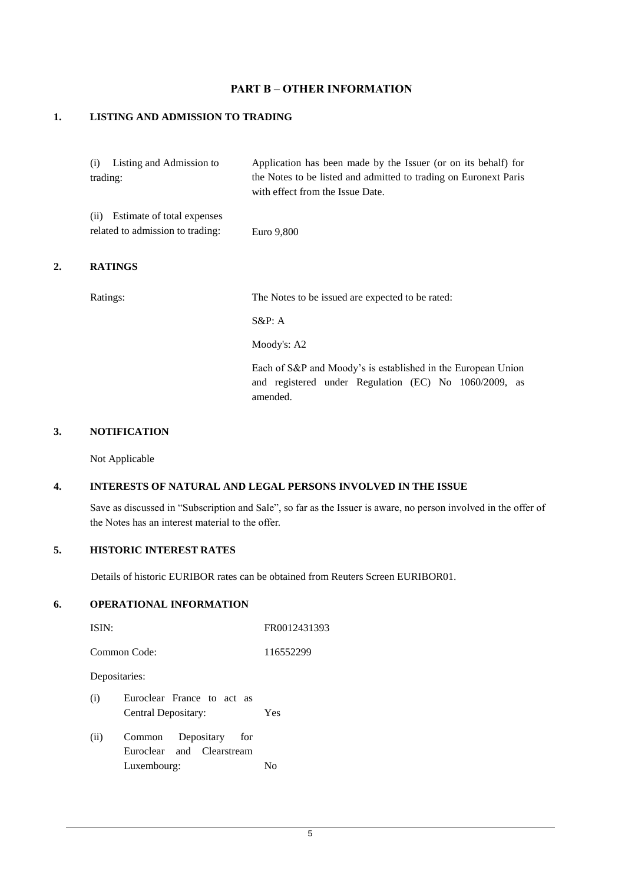## PART B – OTHER INFORMATION

### 1. LISTING AND ADMISSION TO TRADING

| | |
|---|---|
| (i) Listing and Admission to trading: | Application has been made by the Issuer (or on its behalf) for the Notes to be listed and admitted to trading on Euronext Paris with effect from the Issue Date. |
| (ii) Estimate of total expenses related to admission to trading: | Euro 9,800 |

### 2. RATINGS

| | |
|---|---|
| Ratings: | The Notes to be issued are expected to be rated:<br><br>S&P: A<br><br>Moody's: A2<br><br>Each of S&P and Moody's is established in the European Union and registered under Regulation (EC) No 1060/2009, as amended. |

### 3. NOTIFICATION

Not Applicable

### 4. INTERESTS OF NATURAL AND LEGAL PERSONS INVOLVED IN THE ISSUE

Save as discussed in "Subscription and Sale", so far as the Issuer is aware, no person involved in the offer of the Notes has an interest material to the offer.

### 5. HISTORIC INTEREST RATES

Details of historic EURIBOR rates can be obtained from Reuters Screen EURIBOR01.

### 6. OPERATIONAL INFORMATION

| | |
|---|---|
| ISIN: | FR0012431393 |
| Common Code: | 116552299 |
| Depositaries: | |
| (i) Euroclear France to act as Central Depositary: | Yes |
| (ii) Common Depositary for Euroclear and Clearstream Luxembourg: | No |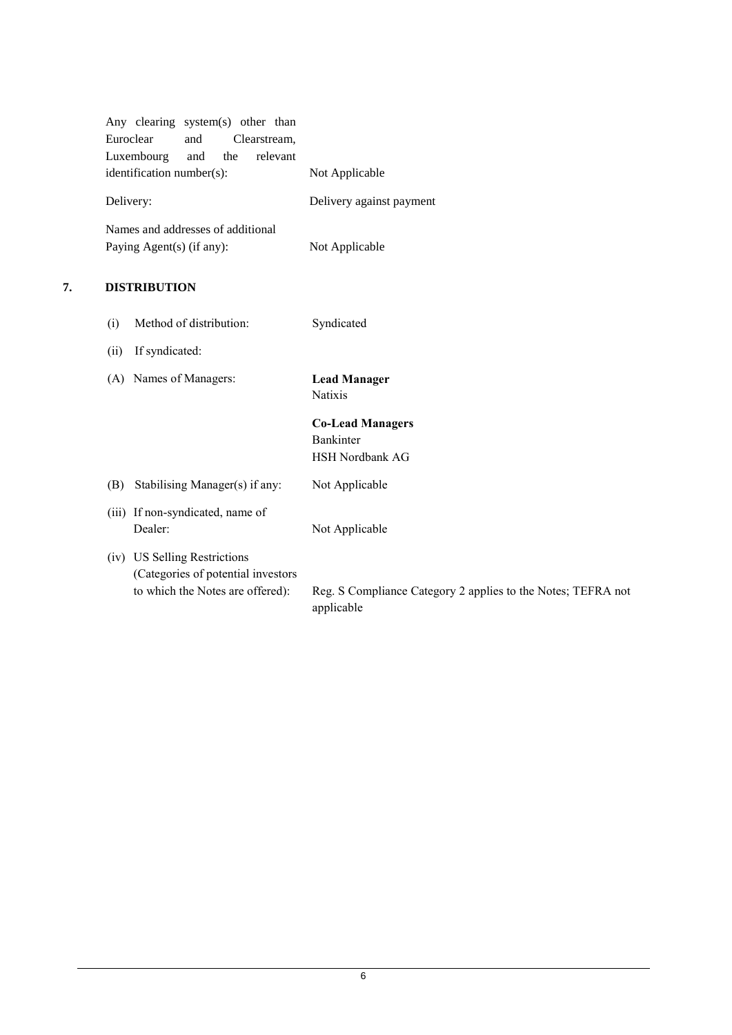| | |
|---|---|
| Any clearing system(s) other than Euroclear and Clearstream, Luxembourg and the relevant identification number(s): | Not Applicable |
| Delivery: | Delivery against payment |
| Names and addresses of additional Paying Agent(s) (if any): | Not Applicable |

## 7. DISTRIBUTION

| | | |
|---|---|---|
| (i) | Method of distribution: | Syndicated |
| (ii) | If syndicated: | |
| (A) | Names of Managers: | **Lead Manager**<br>Natixis<br><br>**Co-Lead Managers**<br>Bankinter<br>HSH Nordbank AG |
| (B) | Stabilising Manager(s) if any: | Not Applicable |
| (iii) | If non-syndicated, name of Dealer: | Not Applicable |
| (iv) | US Selling Restrictions (Categories of potential investors to which the Notes are offered): | Reg. S Compliance Category 2 applies to the Notes; TEFRA not applicable |